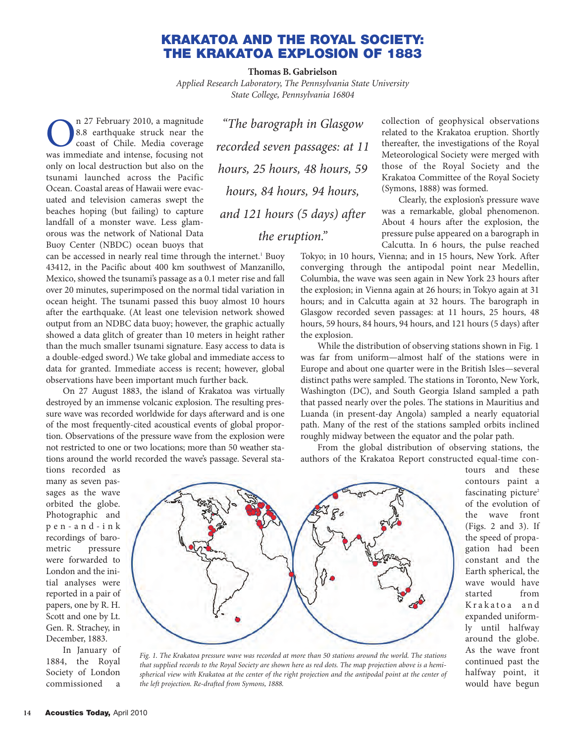# KRAKATOA AND THE ROYAL SOCIETY: THE KRAKATOA EXPLOSION OF 1883

**Thomas B. Gabrielson**

*Applied Research Laboratory, The Pennsylvania State University*
*State College, Pennsylvania 16804*

On 27 February 2010, a magnitude 8.8 earthquake struck near the coast of Chile. Media coverage was immediate and intense, focusing not only on local destruction but also on the tsunami launched across the Pacific Ocean. Coastal areas of Hawaii were evacuated and television cameras swept the beaches hoping (but failing) to capture landfall of a monster wave. Less glamorous was the network of National Data Buoy Center (NBDC) ocean buoys that can be accessed in nearly real time through the internet.[1] Buoy 43412, in the Pacific about 400 km southwest of Manzanillo, Mexico, showed the tsunami's passage as a 0.1 meter rise and fall over 20 minutes, superimposed on the normal tidal variation in ocean height. The tsunami passed this buoy almost 10 hours after the earthquake. (At least one television network showed output from an NDBC data buoy; however, the graphic actually showed a data glitch of greater than 10 meters in height rather than the much smaller tsunami signature. Easy access to data is a double-edged sword.) We take global and immediate access to data for granted. Immediate access is recent; however, global observations have been important much further back.

> *"The barograph in Glasgow recorded seven passages: at 11 hours, 25 hours, 48 hours, 59 hours, 84 hours, 94 hours, and 121 hours (5 days) after the eruption."*

On 27 August 1883, the island of Krakatoa was virtually destroyed by an immense volcanic explosion. The resulting pressure wave was recorded worldwide for days afterward and is one of the most frequently-cited acoustical events of global proportion. Observations of the pressure wave from the explosion were not restricted to one or two locations; more than 50 weather stations around the world recorded the wave's passage. Several stations recorded as many as seven passages as the wave orbited the globe. Photographic and pen-and-ink recordings of barometric pressure were forwarded to London and the initial analyses were reported in a pair of papers, one by R. H. Scott and one by Lt. Gen. R. Strachey, in December, 1883.

In January of 1884, the Royal Society of London commissioned a collection of geophysical observations related to the Krakatoa eruption. Shortly thereafter, the investigations of the Royal Meteorological Society were merged with those of the Royal Society and the Krakatoa Committee of the Royal Society (Symons, 1888) was formed.

Clearly, the explosion's pressure wave was a remarkable, global phenomenon. About 4 hours after the explosion, the pressure pulse appeared on a barograph in Calcutta. In 6 hours, the pulse reached Tokyo; in 10 hours, Vienna; and in 15 hours, New York. After converging through the antipodal point near Medellin, Columbia, the wave was seen again in New York 23 hours after the explosion; in Vienna again at 26 hours; in Tokyo again at 31 hours; and in Calcutta again at 32 hours. The barograph in Glasgow recorded seven passages: at 11 hours, 25 hours, 48 hours, 59 hours, 84 hours, 94 hours, and 121 hours (5 days) after the explosion.

While the distribution of observing stations shown in Fig. 1 was far from uniform—almost half of the stations were in Europe and about one quarter were in the British Isles—several distinct paths were sampled. The stations in Toronto, New York, Washington (DC), and South Georgia Island sampled a path that passed nearly over the poles. The stations in Mauritius and Luanda (in present-day Angola) sampled a nearly equatorial path. Many of the rest of the stations sampled orbits inclined roughly midway between the equator and the polar path.

From the global distribution of observing stations, the authors of the Krakatoa Report constructed equal-time contours and these contours paint a fascinating picture[2] of the evolution of the wave front (Figs. 2 and 3). If the speed of propagation had been constant and the Earth spherical, the wave would have started from Krakatoa and expanded uniformly until halfway around the globe. As the wave front continued past the halfway point, it would have begun

*Fig. 1. The Krakatoa pressure wave was recorded at more than 50 stations around the world. The stations that supplied records to the Royal Society are shown here as red dots. The map projection above is a hemispherical view with Krakatoa at the center of the right projection and the antipodal point at the center of the left projection. Re-drafted from Symons, 1888.*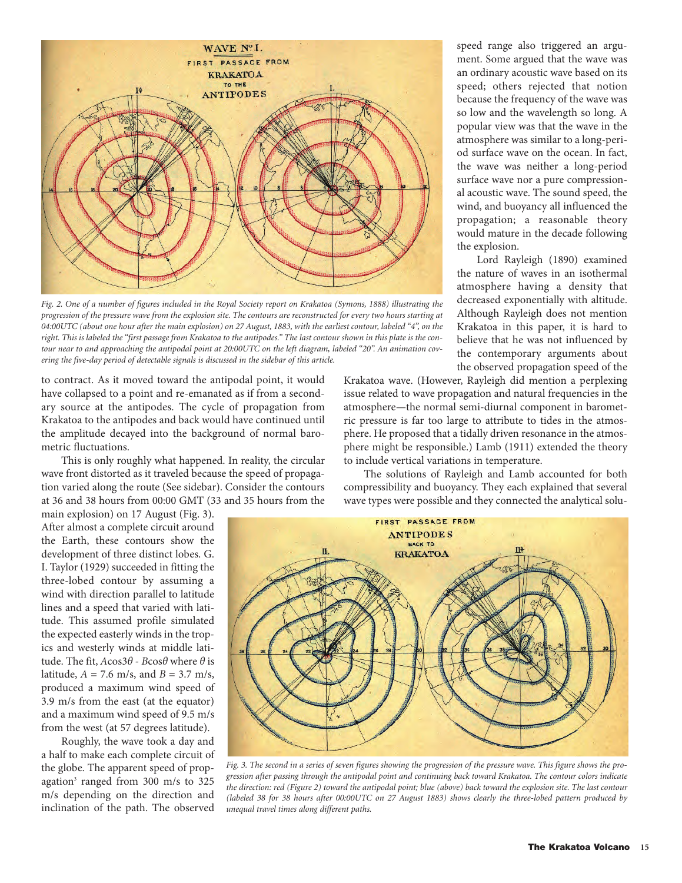*Fig. 2. One of a number of figures included in the Royal Society report on Krakatoa (Symons, 1888) illustrating the progression of the pressure wave from the explosion site. The contours are reconstructed for every two hours starting at 04:00UTC (about one hour after the main explosion) on 27 August, 1883, with the earliest contour, labeled "4", on the right. This is labeled the "first passage from Krakatoa to the antipodes." The last contour shown in this plate is the contour near to and approaching the antipodal point at 20:00UTC on the left diagram, labeled "20". An animation covering the five-day period of detectable signals is discussed in the sidebar of this article.*

to contract. As it moved toward the antipodal point, it would have collapsed to a point and re-emanated as if from a secondary source at the antipodes. The cycle of propagation from Krakatoa to the antipodes and back would have continued until the amplitude decayed into the background of normal barometric fluctuations.

This is only roughly what happened. In reality, the circular wave front distorted as it traveled because the speed of propagation varied along the route (See sidebar). Consider the contours at 36 and 38 hours from 00:00 GMT (33 and 35 hours from the main explosion) on 17 August (Fig. 3). After almost a complete circuit around the Earth, these contours show the development of three distinct lobes. G. I. Taylor (1929) succeeded in fitting the three-lobed contour by assuming a wind with direction parallel to latitude lines and a speed that varied with latitude. This assumed profile simulated the expected easterly winds in the tropics and westerly winds at middle latitude. The fit, $A\cos3\theta$ - $B\cos\theta$ where $\theta$ is latitude, $A$ = 7.6 m/s, and $B$ = 3.7 m/s, produced a maximum wind speed of 3.9 m/s from the east (at the equator) and a maximum wind speed of 9.5 m/s from the west (at 57 degrees latitude).

Roughly, the wave took a day and a half to make each complete circuit of the globe. The apparent speed of propagation[3] ranged from 300 m/s to 325 m/s depending on the direction and inclination of the path. The observed speed range also triggered an argument. Some argued that the wave was an ordinary acoustic wave based on its speed; others rejected that notion because the frequency of the wave was so low and the wavelength so long. A popular view was that the wave in the atmosphere was similar to a long-period surface wave on the ocean. In fact, the wave was neither a long-period surface wave nor a pure compressional acoustic wave. The sound speed, the wind, and buoyancy all influenced the propagation; a reasonable theory would mature in the decade following the explosion.

Lord Rayleigh (1890) examined the nature of waves in an isothermal atmosphere having a density that decreased exponentially with altitude. Although Rayleigh does not mention Krakatoa in this paper, it is hard to believe that he was not influenced by the contemporary arguments about the observed propagation speed of the Krakatoa wave. (However, Rayleigh did mention a perplexing issue related to wave propagation and natural frequencies in the atmosphere—the normal semi-diurnal component in barometric pressure is far too large to attribute to tides in the atmosphere. He proposed that a tidally driven resonance in the atmosphere might be responsible.) Lamb (1911) extended the theory to include vertical variations in temperature.

The solutions of Rayleigh and Lamb accounted for both compressibility and buoyancy. They each explained that several wave types were possible and they connected the analytical solu-

*Fig. 3. The second in a series of seven figures showing the progression of the pressure wave. This figure shows the progression after passing through the antipodal point and continuing back toward Krakatoa. The contour colors indicate the direction: red (Figure 2) toward the antipodal point; blue (above) back toward the explosion site. The last contour (labeled 38 for 38 hours after 00:00UTC on 27 August 1883) shows clearly the three-lobed pattern produced by unequal travel times along different paths.*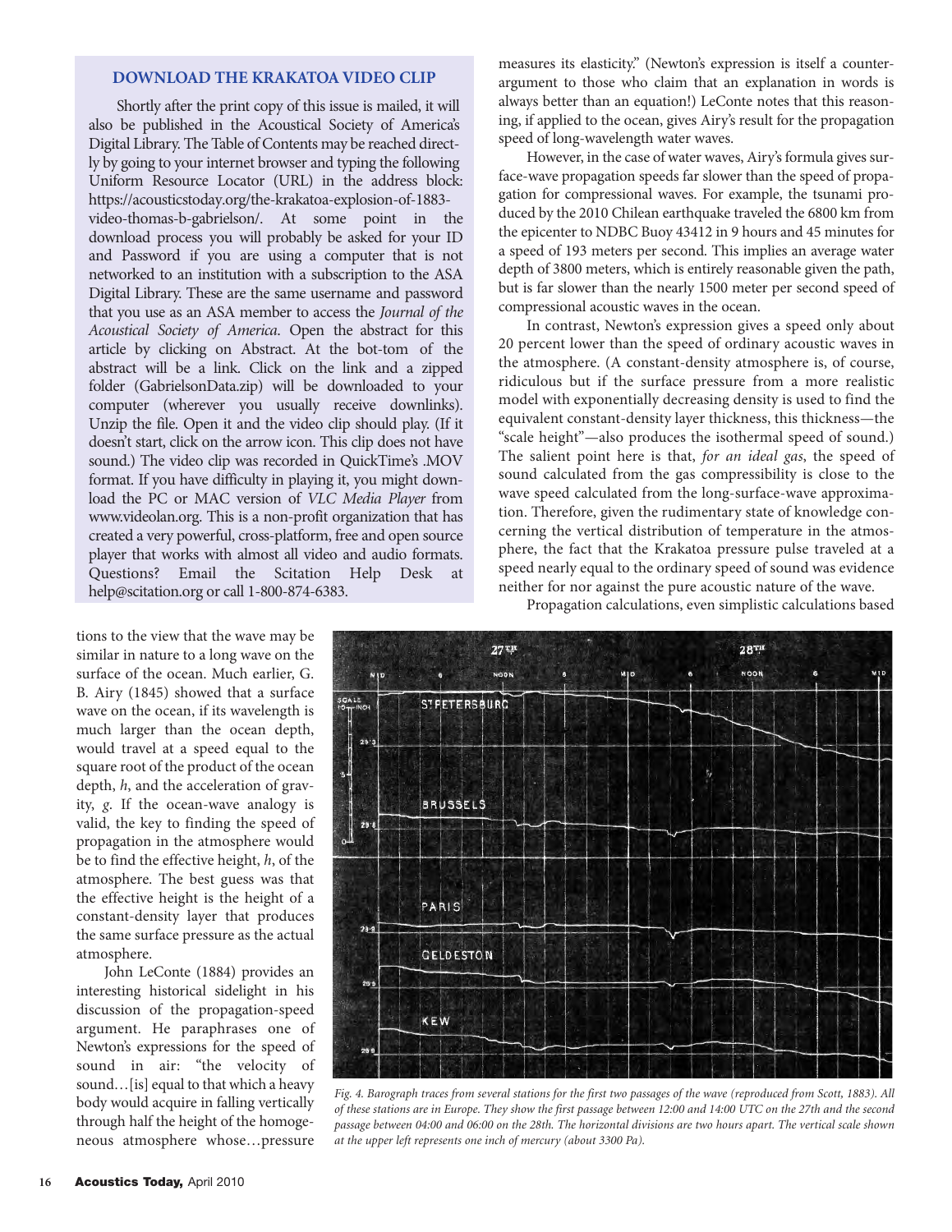## DOWNLOAD THE KRAKATOA VIDEO CLIP

Shortly after the print copy of this issue is mailed, it will also be published in the Acoustical Society of America's Digital Library. The Table of Contents may be reached directly by going to your internet browser and typing the following Uniform Resource Locator (URL) in the address block: https://acousticstoday.org/the-krakatoa-explosion-of-1883-video-thomas-b-gabrielson/. At some point in the download process you will probably be asked for your ID and Password if you are using a computer that is not networked to an institution with a subscription to the ASA Digital Library. These are the same username and password that you use as an ASA member to access the *Journal of the Acoustical Society of America*. Open the abstract for this article by clicking on Abstract. At the bot-tom of the abstract will be a link. Click on the link and a zipped folder (GabrielsonData.zip) will be downloaded to your computer (wherever you usually receive downlinks). Unzip the file. Open it and the video clip should play. (If it doesn't start, click on the arrow icon. This clip does not have sound.) The video clip was recorded in QuickTime's .MOV format. If you have difficulty in playing it, you might download the PC or MAC version of *VLC Media Player* from www.videolan.org. This is a non-profit organization that has created a very powerful, cross-platform, free and open source player that works with almost all video and audio formats. Questions? Email the Scitation Help Desk at help@scitation.org or call 1-800-874-6383.

tions to the view that the wave may be similar in nature to a long wave on the surface of the ocean. Much earlier, G. B. Airy (1845) showed that a surface wave on the ocean, if its wavelength is much larger than the ocean depth, would travel at a speed equal to the square root of the product of the ocean depth, $h$, and the acceleration of gravity, $g$. If the ocean-wave analogy is valid, the key to finding the speed of propagation in the atmosphere would be to find the effective height, $h$, of the atmosphere. The best guess was that the effective height is the height of a constant-density layer that produces the same surface pressure as the actual atmosphere.

John LeConte (1884) provides an interesting historical sidelight in his discussion of the propagation-speed argument. He paraphrases one of Newton's expressions for the speed of sound in air: "the velocity of sound…[is] equal to that which a heavy body would acquire in falling vertically through half the height of the homogeneous atmosphere whose…pressure measures its elasticity." (Newton's expression is itself a counter-argument to those who claim that an explanation in words is always better than an equation!) LeConte notes that this reasoning, if applied to the ocean, gives Airy's result for the propagation speed of long-wavelength water waves.

However, in the case of water waves, Airy's formula gives surface-wave propagation speeds far slower than the speed of propagation for compressional waves. For example, the tsunami produced by the 2010 Chilean earthquake traveled the 6800 km from the epicenter to NDBC Buoy 43412 in 9 hours and 45 minutes for a speed of 193 meters per second. This implies an average water depth of 3800 meters, which is entirely reasonable given the path, but is far slower than the nearly 1500 meter per second speed of compressional acoustic waves in the ocean.

In contrast, Newton's expression gives a speed only about 20 percent lower than the speed of ordinary acoustic waves in the atmosphere. (A constant-density atmosphere is, of course, ridiculous but if the surface pressure from a more realistic model with exponentially decreasing density is used to find the equivalent constant-density layer thickness, this thickness—the "scale height"—also produces the isothermal speed of sound.) The salient point here is that, *for an ideal gas*, the speed of sound calculated from the gas compressibility is close to the wave speed calculated from the long-surface-wave approximation. Therefore, given the rudimentary state of knowledge concerning the vertical distribution of temperature in the atmosphere, the fact that the Krakatoa pressure pulse traveled at a speed nearly equal to the ordinary speed of sound was evidence neither for nor against the pure acoustic nature of the wave.

Propagation calculations, even simplistic calculations based

*Fig. 4. Barograph traces from several stations for the first two passages of the wave (reproduced from Scott, 1883). All of these stations are in Europe. They show the first passage between 12:00 and 14:00 UTC on the 27th and the second passage between 04:00 and 06:00 on the 28th. The horizontal divisions are two hours apart. The vertical scale shown at the upper left represents one inch of mercury (about 3300 Pa).*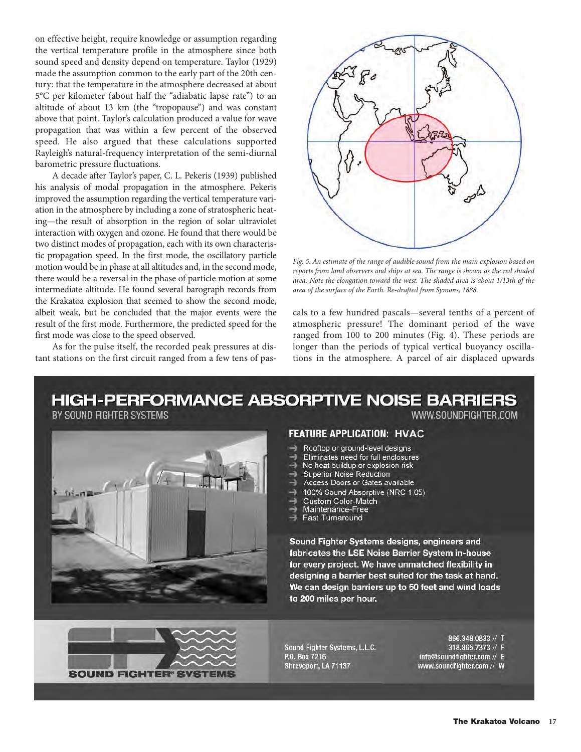on effective height, require knowledge or assumption regarding the vertical temperature profile in the atmosphere since both sound speed and density depend on temperature. Taylor (1929) made the assumption common to the early part of the 20th century: that the temperature in the atmosphere decreased at about 5°C per kilometer (about half the "adiabatic lapse rate") to an altitude of about 13 km (the "tropopause") and was constant above that point. Taylor's calculation produced a value for wave propagation that was within a few percent of the observed speed. He also argued that these calculations supported Rayleigh's natural-frequency interpretation of the semi-diurnal barometric pressure fluctuations.

A decade after Taylor's paper, C. L. Pekeris (1939) published his analysis of modal propagation in the atmosphere. Pekeris improved the assumption regarding the vertical temperature variation in the atmosphere by including a zone of stratospheric heating—the result of absorption in the region of solar ultraviolet interaction with oxygen and ozone. He found that there would be two distinct modes of propagation, each with its own characteristic propagation speed. In the first mode, the oscillatory particle motion would be in phase at all altitudes and, in the second mode, there would be a reversal in the phase of particle motion at some intermediate altitude. He found several barograph records from the Krakatoa explosion that seemed to show the second mode, albeit weak, but he concluded that the major events were the result of the first mode. Furthermore, the predicted speed for the first mode was close to the speed observed.

As for the pulse itself, the recorded peak pressures at distant stations on the first circuit ranged from a few tens of pascals to a few hundred pascals—several tenths of a percent of atmospheric pressure! The dominant period of the wave ranged from 100 to 200 minutes (Fig. 4). These periods are longer than the periods of typical vertical buoyancy oscillations in the atmosphere. A parcel of air displaced upwards

*Fig. 5. An estimate of the range of audible sound from the main explosion based on reports from land observers and ships at sea. The range is shown as the red shaded area. Note the elongation toward the west. The shaded area is about 1/13th of the area of the surface of the Earth. Re-drafted from Symons, 1888.*

## HIGH-PERFORMANCE ABSORPTIVE NOISE BARRIERS

BY SOUND FIGHTER SYSTEMS

WWW.SOUNDFIGHTER.COM

### FEATURE APPLICATION: HVAC

- Rooftop or ground-level designs
- Eliminates need for full enclosures
- No heat buildup or explosion risk
- Superior Noise Reduction
- Access Doors or Gates available
- 100% Sound Absorptive (NRC 1.05)
- Custom Color-Match
- Maintenance-Free
- Fast Turnaround

**Sound Fighter Systems designs, engineers and fabricates the LSE Noise Barrier System in-house for every project. We have unmatched flexibility in designing a barrier best suited for the task at hand. We can design barriers up to 50 feet and wind loads to 200 miles per hour.**

SOUND FIGHTER® SYSTEMS

Sound Fighter Systems, L.L.C.
P.O. Box 7216
Shreveport, LA 71137

866.348.0833 // T
318.865.7373 // F
info@soundfighter.com // E
www.soundfighter.com // W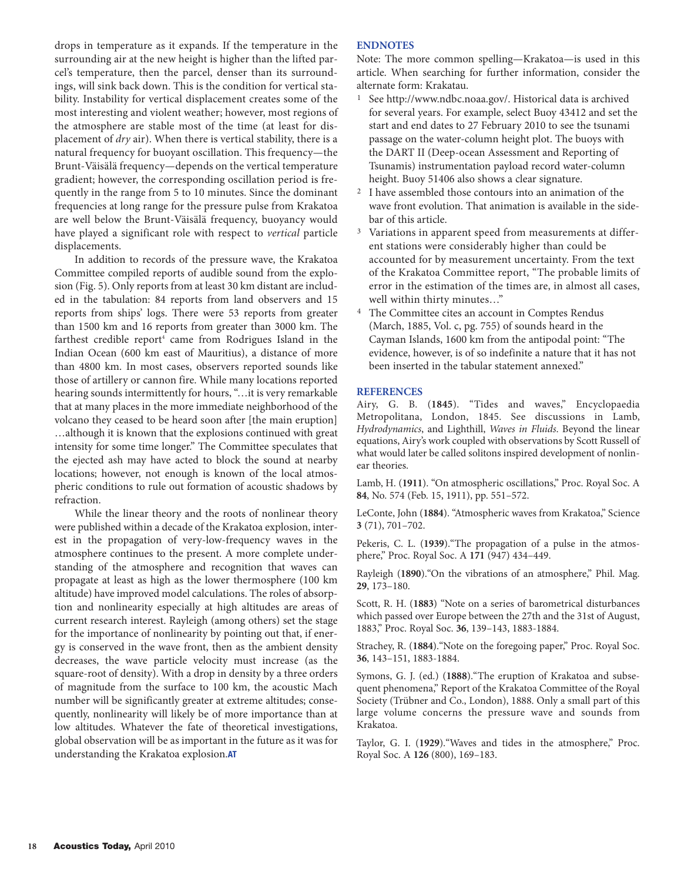drops in temperature as it expands. If the temperature in the surrounding air at the new height is higher than the lifted parcel's temperature, then the parcel, denser than its surroundings, will sink back down. This is the condition for vertical stability. Instability for vertical displacement creates some of the most interesting and violent weather; however, most regions of the atmosphere are stable most of the time (at least for displacement of *dry* air). When there is vertical stability, there is a natural frequency for buoyant oscillation. This frequency—the Brunt-Väisälä frequency—depends on the vertical temperature gradient; however, the corresponding oscillation period is frequently in the range from 5 to 10 minutes. Since the dominant frequencies at long range for the pressure pulse from Krakatoa are well below the Brunt-Väisälä frequency, buoyancy would have played a significant role with respect to *vertical* particle displacements.

In addition to records of the pressure wave, the Krakatoa Committee compiled reports of audible sound from the explosion (Fig. 5). Only reports from at least 30 km distant are included in the tabulation: 84 reports from land observers and 15 reports from ships' logs. There were 53 reports from greater than 1500 km and 16 reports from greater than 3000 km. The farthest credible report[4] came from Rodrigues Island in the Indian Ocean (600 km east of Mauritius), a distance of more than 4800 km. In most cases, observers reported sounds like those of artillery or cannon fire. While many locations reported hearing sounds intermittently for hours, "…it is very remarkable that at many places in the more immediate neighborhood of the volcano they ceased to be heard soon after [the main eruption] …although it is known that the explosions continued with great intensity for some time longer." The Committee speculates that the ejected ash may have acted to block the sound at nearby locations; however, not enough is known of the local atmospheric conditions to rule out formation of acoustic shadows by refraction.

While the linear theory and the roots of nonlinear theory were published within a decade of the Krakatoa explosion, interest in the propagation of very-low-frequency waves in the atmosphere continues to the present. A more complete understanding of the atmosphere and recognition that waves can propagate at least as high as the lower thermosphere (100 km altitude) have improved model calculations. The roles of absorption and nonlinearity especially at high altitudes are areas of current research interest. Rayleigh (among others) set the stage for the importance of nonlinearity by pointing out that, if energy is conserved in the wave front, then as the ambient density decreases, the wave particle velocity must increase (as the square-root of density). With a drop in density by a three orders of magnitude from the surface to 100 km, the acoustic Mach number will be significantly greater at extreme altitudes; consequently, nonlinearity will likely be of more importance than at low altitudes. Whatever the fate of theoretical investigations, global observation will be as important in the future as it was for understanding the Krakatoa explosion. **AT**

## ENDNOTES

Note: The more common spelling—Krakatoa—is used in this article. When searching for further information, consider the alternate form: Krakatau.

1. See http://www.ndbc.noaa.gov/. Historical data is archived for several years. For example, select Buoy 43412 and set the start and end dates to 27 February 2010 to see the tsunami passage on the water-column height plot. The buoys with the DART II (Deep-ocean Assessment and Reporting of Tsunamis) instrumentation payload record water-column height. Buoy 51406 also shows a clear signature.
2. I have assembled those contours into an animation of the wave front evolution. That animation is available in the sidebar of this article.
3. Variations in apparent speed from measurements at different stations were considerably higher than could be accounted for by measurement uncertainty. From the text of the Krakatoa Committee report, "The probable limits of error in the estimation of the times are, in almost all cases, well within thirty minutes…"
4. The Committee cites an account in Comptes Rendus (March, 1885, Vol. c, pg. 755) of sounds heard in the Cayman Islands, 1600 km from the antipodal point: "The evidence, however, is of so indefinite a nature that it has not been inserted in the tabular statement annexed."

## REFERENCES

Airy, G. B. (**1845**). "Tides and waves," Encyclopaedia Metropolitana, London, 1845. See discussions in Lamb, *Hydrodynamics*, and Lighthill, *Waves in Fluids*. Beyond the linear equations, Airy's work coupled with observations by Scott Russell of what would later be called solitons inspired development of nonlinear theories.

Lamb, H. (**1911**). "On atmospheric oscillations," Proc. Royal Soc. A **84**, No. 574 (Feb. 15, 1911), pp. 551–572.

LeConte, John (**1884**). "Atmospheric waves from Krakatoa," Science **3** (71), 701–702.

Pekeris, C. L. (**1939**)."The propagation of a pulse in the atmosphere," Proc. Royal Soc. A **171** (947) 434–449.

Rayleigh (**1890**)."On the vibrations of an atmosphere," Phil. Mag. **29**, 173–180.

Scott, R. H. (**1883**) "Note on a series of barometrical disturbances which passed over Europe between the 27th and the 31st of August, 1883," Proc. Royal Soc. **36**, 139–143, 1883-1884.

Strachey, R. (**1884**)."Note on the foregoing paper," Proc. Royal Soc. **36**, 143–151, 1883-1884.

Symons, G. J. (ed.) (**1888**)."The eruption of Krakatoa and subsequent phenomena," Report of the Krakatoa Committee of the Royal Society (Trübner and Co., London), 1888. Only a small part of this large volume concerns the pressure wave and sounds from Krakatoa.

Taylor, G. I. (**1929**)."Waves and tides in the atmosphere," Proc. Royal Soc. A **126** (800), 169–183.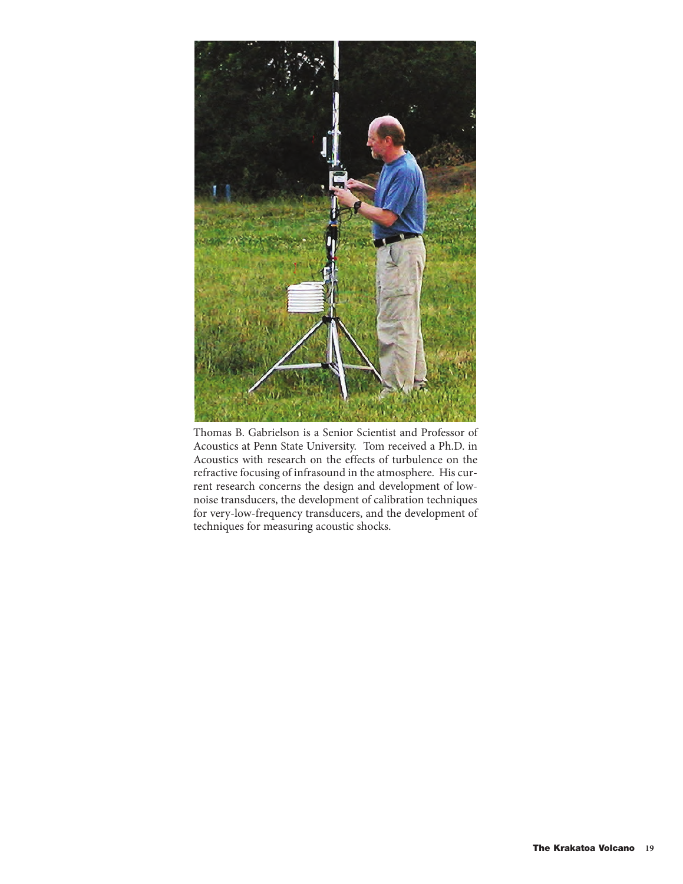Thomas B. Gabrielson is a Senior Scientist and Professor of Acoustics at Penn State University. Tom received a Ph.D. in Acoustics with research on the effects of turbulence on the refractive focusing of infrasound in the atmosphere. His current research concerns the design and development of low-noise transducers, the development of calibration techniques for very-low-frequency transducers, and the development of techniques for measuring acoustic shocks.